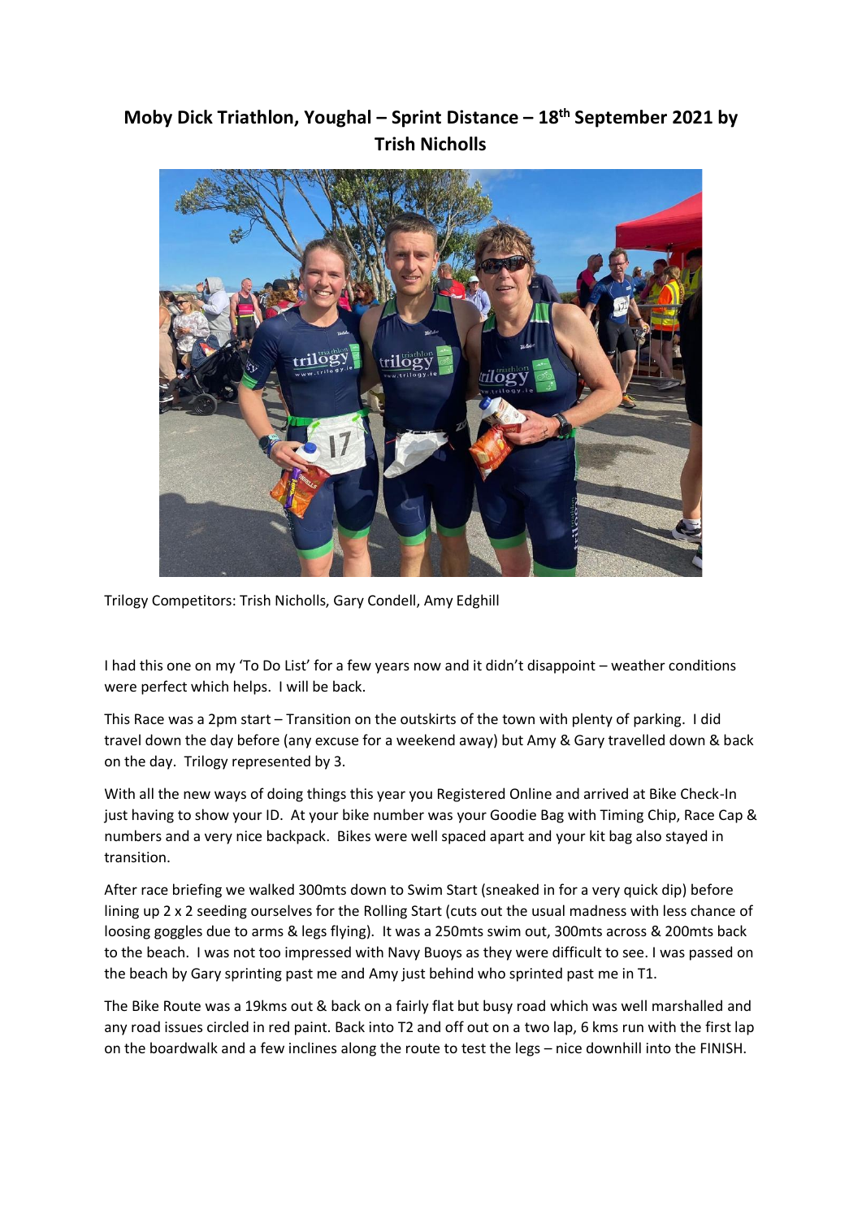# Moby Dick Triathlon, Youghal – Sprint Distance – 18th September 2021 by Trish Nicholls

Trilogy Competitors: Trish Nicholls, Gary Condell, Amy Edghill

I had this one on my 'To Do List' for a few years now and it didn't disappoint – weather conditions were perfect which helps. I will be back.

This Race was a 2pm start – Transition on the outskirts of the town with plenty of parking. I did travel down the day before (any excuse for a weekend away) but Amy & Gary travelled down & back on the day. Trilogy represented by 3.

With all the new ways of doing things this year you Registered Online and arrived at Bike Check-In just having to show your ID. At your bike number was your Goodie Bag with Timing Chip, Race Cap & numbers and a very nice backpack. Bikes were well spaced apart and your kit bag also stayed in transition.

After race briefing we walked 300mts down to Swim Start (sneaked in for a very quick dip) before lining up 2 x 2 seeding ourselves for the Rolling Start (cuts out the usual madness with less chance of loosing goggles due to arms & legs flying). It was a 250mts swim out, 300mts across & 200mts back to the beach. I was not too impressed with Navy Buoys as they were difficult to see. I was passed on the beach by Gary sprinting past me and Amy just behind who sprinted past me in T1.

The Bike Route was a 19kms out & back on a fairly flat but busy road which was well marshalled and any road issues circled in red paint. Back into T2 and off out on a two lap, 6 kms run with the first lap on the boardwalk and a few inclines along the route to test the legs – nice downhill into the FINISH.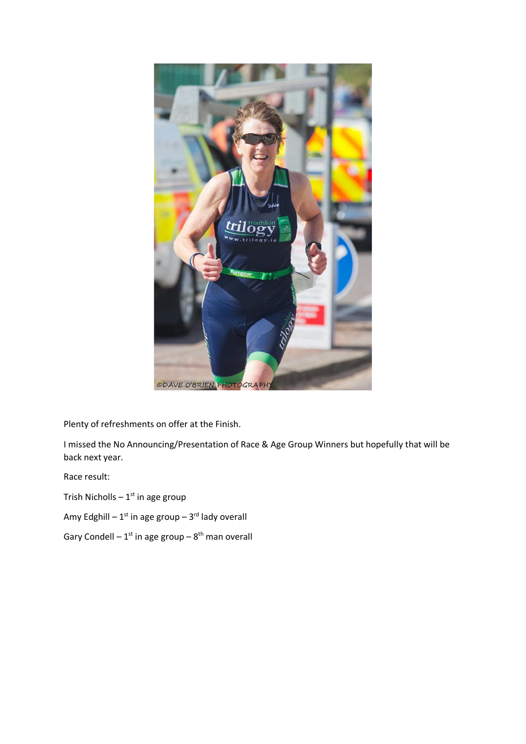Plenty of refreshments on offer at the Finish.

I missed the No Announcing/Presentation of Race & Age Group Winners but hopefully that will be back next year.

Race result:

Trish Nicholls – 1st in age group

Amy Edghill – 1st in age group – 3rd lady overall

Gary Condell – 1st in age group – 8th man overall